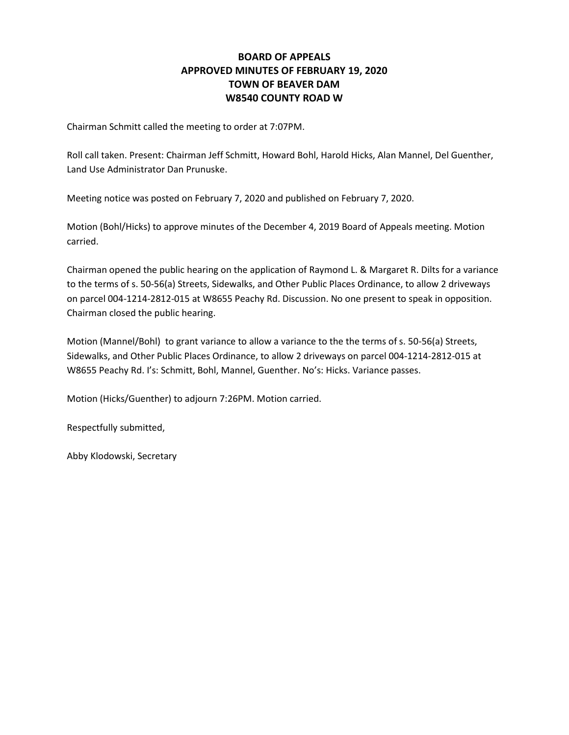# BOARD OF APPEALS
# APPROVED MINUTES OF FEBRUARY 19, 2020
# TOWN OF BEAVER DAM
# W8540 COUNTY ROAD W

Chairman Schmitt called the meeting to order at 7:07PM.

Roll call taken. Present: Chairman Jeff Schmitt, Howard Bohl, Harold Hicks, Alan Mannel, Del Guenther, Land Use Administrator Dan Prunuske.

Meeting notice was posted on February 7, 2020 and published on February 7, 2020.

Motion (Bohl/Hicks) to approve minutes of the December 4, 2019 Board of Appeals meeting. Motion carried.

Chairman opened the public hearing on the application of Raymond L. & Margaret R. Dilts for a variance to the terms of s. 50-56(a) Streets, Sidewalks, and Other Public Places Ordinance, to allow 2 driveways on parcel 004-1214-2812-015 at W8655 Peachy Rd. Discussion. No one present to speak in opposition. Chairman closed the public hearing.

Motion (Mannel/Bohl) to grant variance to allow a variance to the the terms of s. 50-56(a) Streets, Sidewalks, and Other Public Places Ordinance, to allow 2 driveways on parcel 004-1214-2812-015 at W8655 Peachy Rd. I's: Schmitt, Bohl, Mannel, Guenther. No's: Hicks. Variance passes.

Motion (Hicks/Guenther) to adjourn 7:26PM. Motion carried.

Respectfully submitted,

Abby Klodowski, Secretary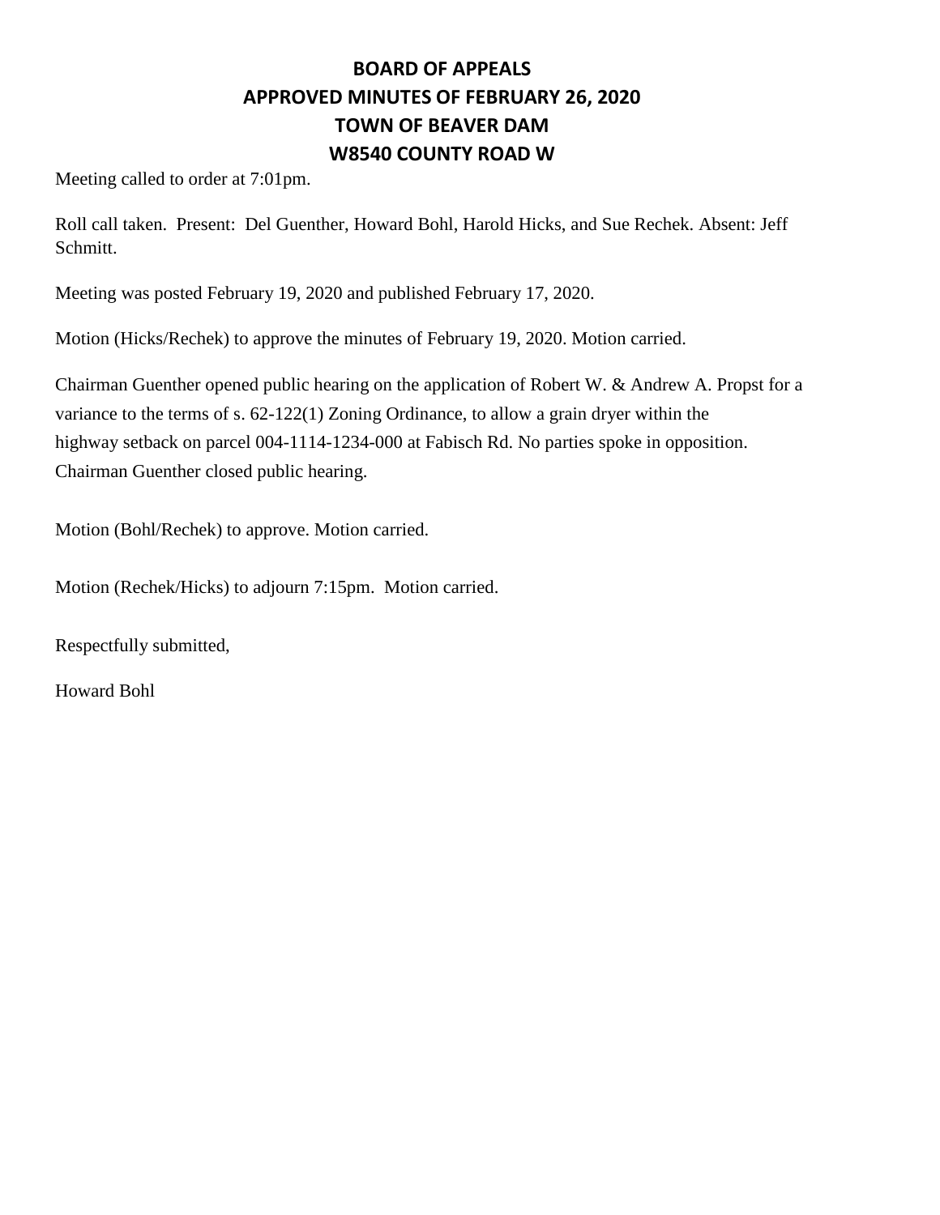# BOARD OF APPEALS
# APPROVED MINUTES OF FEBRUARY 26, 2020
# TOWN OF BEAVER DAM
# W8540 COUNTY ROAD W

Meeting called to order at 7:01pm.

Roll call taken. Present: Del Guenther, Howard Bohl, Harold Hicks, and Sue Rechek. Absent: Jeff Schmitt.

Meeting was posted February 19, 2020 and published February 17, 2020.

Motion (Hicks/Rechek) to approve the minutes of February 19, 2020. Motion carried.

Chairman Guenther opened public hearing on the application of Robert W. & Andrew A. Propst for a variance to the terms of s. 62-122(1) Zoning Ordinance, to allow a grain dryer within the highway setback on parcel 004-1114-1234-000 at Fabisch Rd. No parties spoke in opposition. Chairman Guenther closed public hearing.

Motion (Bohl/Rechek) to approve. Motion carried.

Motion (Rechek/Hicks) to adjourn 7:15pm. Motion carried.

Respectfully submitted,

Howard Bohl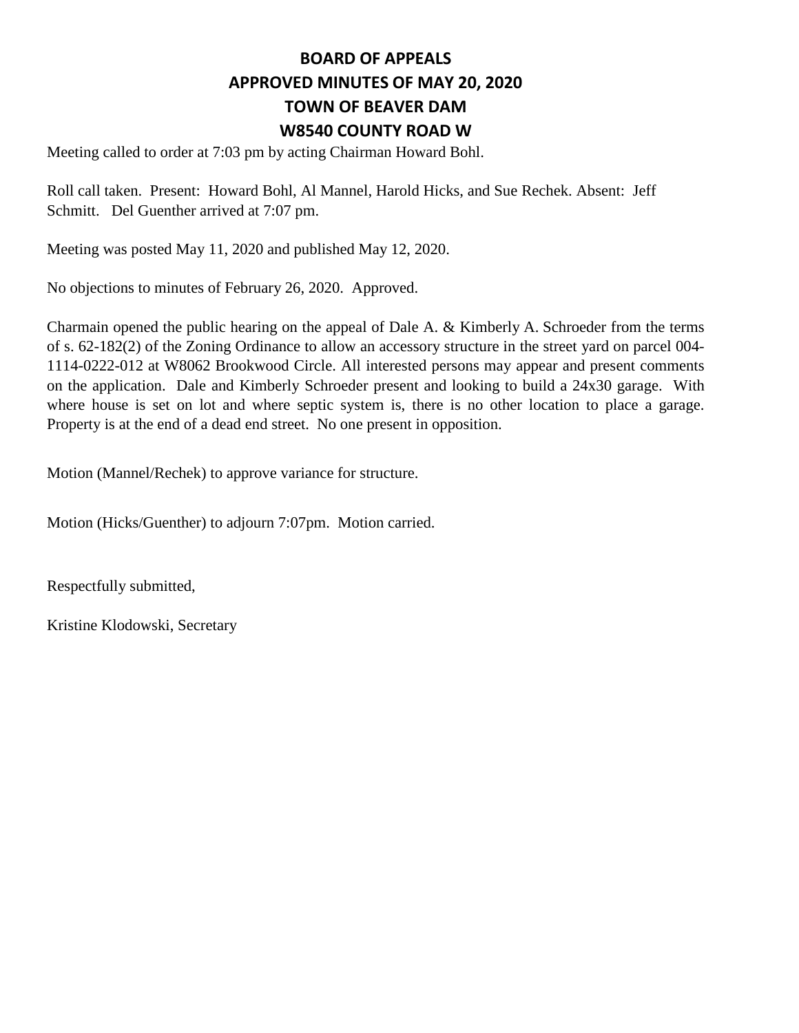# BOARD OF APPEALS
# APPROVED MINUTES OF MAY 20, 2020
# TOWN OF BEAVER DAM
# W8540 COUNTY ROAD W

Meeting called to order at 7:03 pm by acting Chairman Howard Bohl.

Roll call taken. Present: Howard Bohl, Al Mannel, Harold Hicks, and Sue Rechek. Absent: Jeff Schmitt. Del Guenther arrived at 7:07 pm.

Meeting was posted May 11, 2020 and published May 12, 2020.

No objections to minutes of February 26, 2020. Approved.

Charmain opened the public hearing on the appeal of Dale A. & Kimberly A. Schroeder from the terms of s. 62-182(2) of the Zoning Ordinance to allow an accessory structure in the street yard on parcel 004-1114-0222-012 at W8062 Brookwood Circle. All interested persons may appear and present comments on the application. Dale and Kimberly Schroeder present and looking to build a 24x30 garage. With where house is set on lot and where septic system is, there is no other location to place a garage. Property is at the end of a dead end street. No one present in opposition.

Motion (Mannel/Rechek) to approve variance for structure.

Motion (Hicks/Guenther) to adjourn 7:07pm. Motion carried.

Respectfully submitted,

Kristine Klodowski, Secretary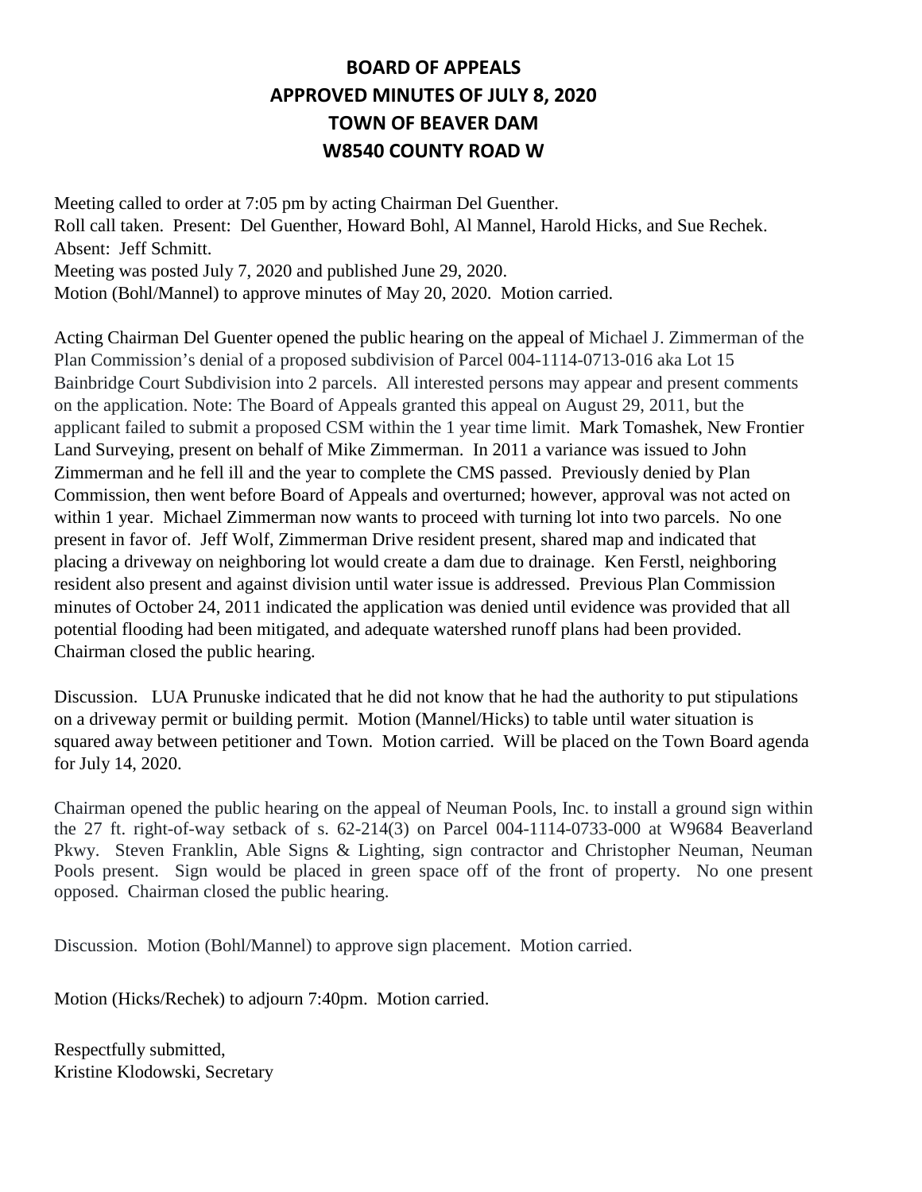# BOARD OF APPEALS
# APPROVED MINUTES OF JULY 8, 2020
# TOWN OF BEAVER DAM
# W8540 COUNTY ROAD W

Meeting called to order at 7:05 pm by acting Chairman Del Guenther.
Roll call taken. Present: Del Guenther, Howard Bohl, Al Mannel, Harold Hicks, and Sue Rechek.
Absent: Jeff Schmitt.
Meeting was posted July 7, 2020 and published June 29, 2020.
Motion (Bohl/Mannel) to approve minutes of May 20, 2020. Motion carried.

Acting Chairman Del Guenter opened the public hearing on the appeal of Michael J. Zimmerman of the Plan Commission's denial of a proposed subdivision of Parcel 004-1114-0713-016 aka Lot 15 Bainbridge Court Subdivision into 2 parcels. All interested persons may appear and present comments on the application. Note: The Board of Appeals granted this appeal on August 29, 2011, but the applicant failed to submit a proposed CSM within the 1 year time limit. Mark Tomashek, New Frontier Land Surveying, present on behalf of Mike Zimmerman. In 2011 a variance was issued to John Zimmerman and he fell ill and the year to complete the CMS passed. Previously denied by Plan Commission, then went before Board of Appeals and overturned; however, approval was not acted on within 1 year. Michael Zimmerman now wants to proceed with turning lot into two parcels. No one present in favor of. Jeff Wolf, Zimmerman Drive resident present, shared map and indicated that placing a driveway on neighboring lot would create a dam due to drainage. Ken Ferstl, neighboring resident also present and against division until water issue is addressed. Previous Plan Commission minutes of October 24, 2011 indicated the application was denied until evidence was provided that all potential flooding had been mitigated, and adequate watershed runoff plans had been provided. Chairman closed the public hearing.

Discussion. LUA Prunuske indicated that he did not know that he had the authority to put stipulations on a driveway permit or building permit. Motion (Mannel/Hicks) to table until water situation is squared away between petitioner and Town. Motion carried. Will be placed on the Town Board agenda for July 14, 2020.

Chairman opened the public hearing on the appeal of Neuman Pools, Inc. to install a ground sign within the 27 ft. right-of-way setback of s. 62-214(3) on Parcel 004-1114-0733-000 at W9684 Beaverland Pkwy. Steven Franklin, Able Signs & Lighting, sign contractor and Christopher Neuman, Neuman Pools present. Sign would be placed in green space off of the front of property. No one present opposed. Chairman closed the public hearing.

Discussion. Motion (Bohl/Mannel) to approve sign placement. Motion carried.

Motion (Hicks/Rechek) to adjourn 7:40pm. Motion carried.

Respectfully submitted,
Kristine Klodowski, Secretary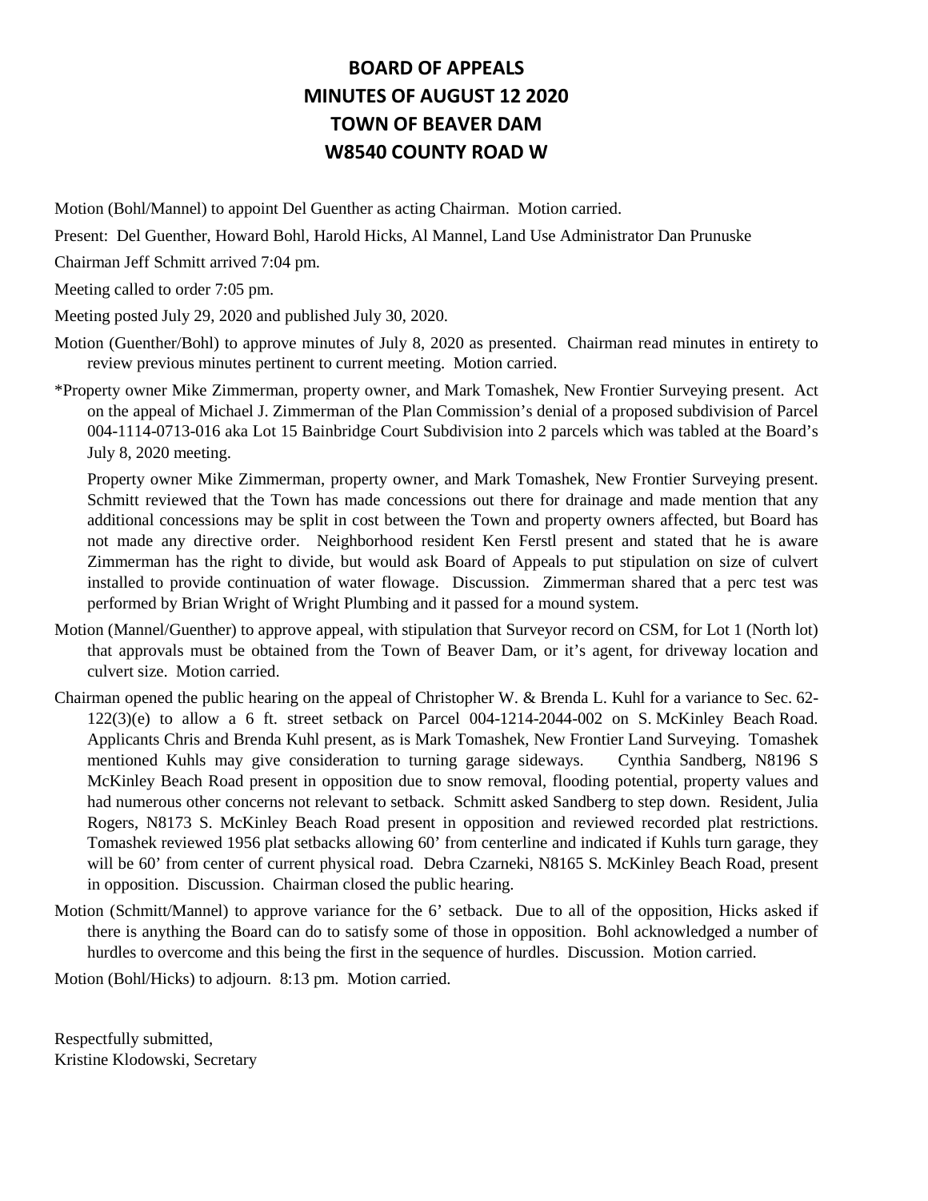# BOARD OF APPEALS
# MINUTES OF AUGUST 12 2020
# TOWN OF BEAVER DAM
# W8540 COUNTY ROAD W

Motion (Bohl/Mannel) to appoint Del Guenther as acting Chairman. Motion carried.

Present: Del Guenther, Howard Bohl, Harold Hicks, Al Mannel, Land Use Administrator Dan Prunuske

Chairman Jeff Schmitt arrived 7:04 pm.

Meeting called to order 7:05 pm.

Meeting posted July 29, 2020 and published July 30, 2020.

Motion (Guenther/Bohl) to approve minutes of July 8, 2020 as presented. Chairman read minutes in entirety to review previous minutes pertinent to current meeting. Motion carried.

*Property owner Mike Zimmerman, property owner, and Mark Tomashek, New Frontier Surveying present. Act on the appeal of Michael J. Zimmerman of the Plan Commission's denial of a proposed subdivision of Parcel 004-1114-0713-016 aka Lot 15 Bainbridge Court Subdivision into 2 parcels which was tabled at the Board's July 8, 2020 meeting.

Property owner Mike Zimmerman, property owner, and Mark Tomashek, New Frontier Surveying present. Schmitt reviewed that the Town has made concessions out there for drainage and made mention that any additional concessions may be split in cost between the Town and property owners affected, but Board has not made any directive order. Neighborhood resident Ken Ferstl present and stated that he is aware Zimmerman has the right to divide, but would ask Board of Appeals to put stipulation on size of culvert installed to provide continuation of water flowage. Discussion. Zimmerman shared that a perc test was performed by Brian Wright of Wright Plumbing and it passed for a mound system.

Motion (Mannel/Guenther) to approve appeal, with stipulation that Surveyor record on CSM, for Lot 1 (North lot) that approvals must be obtained from the Town of Beaver Dam, or it's agent, for driveway location and culvert size. Motion carried.

Chairman opened the public hearing on the appeal of Christopher W. & Brenda L. Kuhl for a variance to Sec. 62-122(3)(e) to allow a 6 ft. street setback on Parcel 004-1214-2044-002 on S. McKinley Beach Road. Applicants Chris and Brenda Kuhl present, as is Mark Tomashek, New Frontier Land Surveying. Tomashek mentioned Kuhls may give consideration to turning garage sideways. Cynthia Sandberg, N8196 S McKinley Beach Road present in opposition due to snow removal, flooding potential, property values and had numerous other concerns not relevant to setback. Schmitt asked Sandberg to step down. Resident, Julia Rogers, N8173 S. McKinley Beach Road present in opposition and reviewed recorded plat restrictions. Tomashek reviewed 1956 plat setbacks allowing 60' from centerline and indicated if Kuhls turn garage, they will be 60' from center of current physical road. Debra Czarneki, N8165 S. McKinley Beach Road, present in opposition. Discussion. Chairman closed the public hearing.

Motion (Schmitt/Mannel) to approve variance for the 6' setback. Due to all of the opposition, Hicks asked if there is anything the Board can do to satisfy some of those in opposition. Bohl acknowledged a number of hurdles to overcome and this being the first in the sequence of hurdles. Discussion. Motion carried.

Motion (Bohl/Hicks) to adjourn. 8:13 pm. Motion carried.

Respectfully submitted,
Kristine Klodowski, Secretary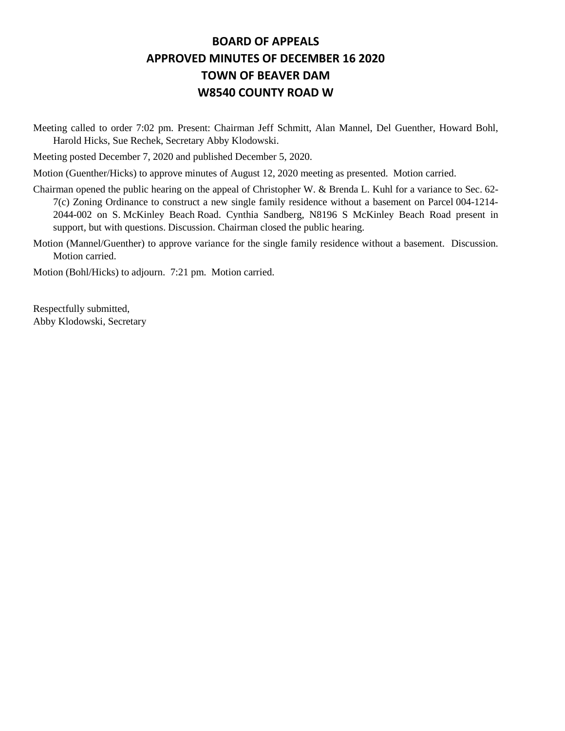# BOARD OF APPEALS
# APPROVED MINUTES OF DECEMBER 16 2020
# TOWN OF BEAVER DAM
# W8540 COUNTY ROAD W

Meeting called to order 7:02 pm. Present: Chairman Jeff Schmitt, Alan Mannel, Del Guenther, Howard Bohl, Harold Hicks, Sue Rechek, Secretary Abby Klodowski.

Meeting posted December 7, 2020 and published December 5, 2020.

Motion (Guenther/Hicks) to approve minutes of August 12, 2020 meeting as presented. Motion carried.

Chairman opened the public hearing on the appeal of Christopher W. & Brenda L. Kuhl for a variance to Sec. 62-7(c) Zoning Ordinance to construct a new single family residence without a basement on Parcel 004-1214-2044-002 on S. McKinley Beach Road. Cynthia Sandberg, N8196 S McKinley Beach Road present in support, but with questions. Discussion. Chairman closed the public hearing.

Motion (Mannel/Guenther) to approve variance for the single family residence without a basement. Discussion. Motion carried.

Motion (Bohl/Hicks) to adjourn. 7:21 pm. Motion carried.

Respectfully submitted,
Abby Klodowski, Secretary